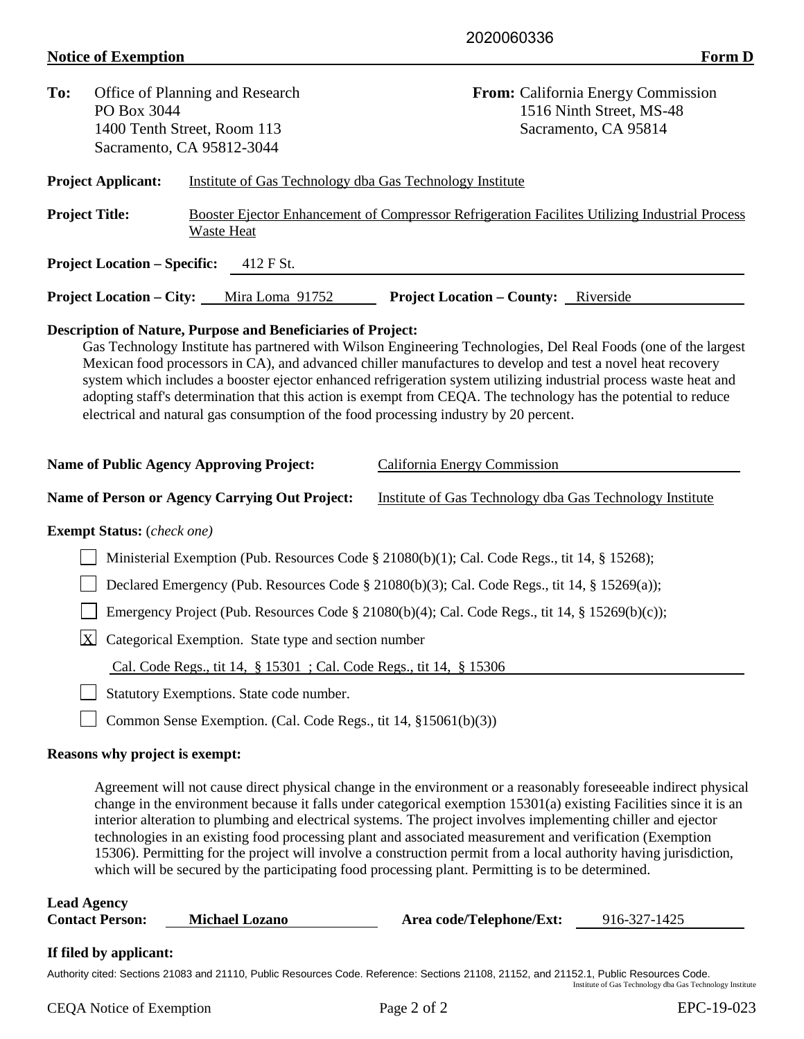2020060336

**Notice of Exemption** **Form D**

**To:** Office of Planning and Research
PO Box 3044
1400 Tenth Street, Room 113
Sacramento, CA 95812-3044

**From:** California Energy Commission
1516 Ninth Street, MS-48
Sacramento, CA 95814

**Project Applicant:** Institute of Gas Technology dba Gas Technology Institute

**Project Title:** Booster Ejector Enhancement of Compressor Refrigeration Facilites Utilizing Industrial Process Waste Heat

**Project Location – Specific:** 412 F St.

**Project Location – City:** Mira Loma 91752 **Project Location – County:** Riverside

**Description of Nature, Purpose and Beneficiaries of Project:**

Gas Technology Institute has partnered with Wilson Engineering Technologies, Del Real Foods (one of the largest Mexican food processors in CA), and advanced chiller manufactures to develop and test a novel heat recovery system which includes a booster ejector enhanced refrigeration system utilizing industrial process waste heat and adopting staff's determination that this action is exempt from CEQA. The technology has the potential to reduce electrical and natural gas consumption of the food processing industry by 20 percent.

**Name of Public Agency Approving Project:** California Energy Commission

**Name of Person or Agency Carrying Out Project:** Institute of Gas Technology dba Gas Technology Institute

**Exempt Status:** (*check one)*

- [ ] Ministerial Exemption (Pub. Resources Code § 21080(b)(1); Cal. Code Regs., tit 14, § 15268);
- [ ] Declared Emergency (Pub. Resources Code § 21080(b)(3); Cal. Code Regs., tit 14, § 15269(a));
- [ ] Emergency Project (Pub. Resources Code § 21080(b)(4); Cal. Code Regs., tit 14, § 15269(b)(c));
- [X] Categorical Exemption. State type and section number

  Cal. Code Regs., tit 14, § 15301 ; Cal. Code Regs., tit 14, § 15306
- [ ] Statutory Exemptions. State code number.
- [ ] Common Sense Exemption. (Cal. Code Regs., tit 14, §15061(b)(3))

**Reasons why project is exempt:**

Agreement will not cause direct physical change in the environment or a reasonably foreseeable indirect physical change in the environment because it falls under categorical exemption 15301(a) existing Facilities since it is an interior alteration to plumbing and electrical systems. The project involves implementing chiller and ejector technologies in an existing food processing plant and associated measurement and verification (Exemption 15306). Permitting for the project will involve a construction permit from a local authority having jurisdiction, which will be secured by the participating food processing plant. Permitting is to be determined.

**Lead Agency Contact Person:** **Michael Lozano** **Area code/Telephone/Ext:** 916-327-1425

**If filed by applicant:**

Authority cited: Sections 21083 and 21110, Public Resources Code. Reference: Sections 21108, 21152, and 21152.1, Public Resources Code.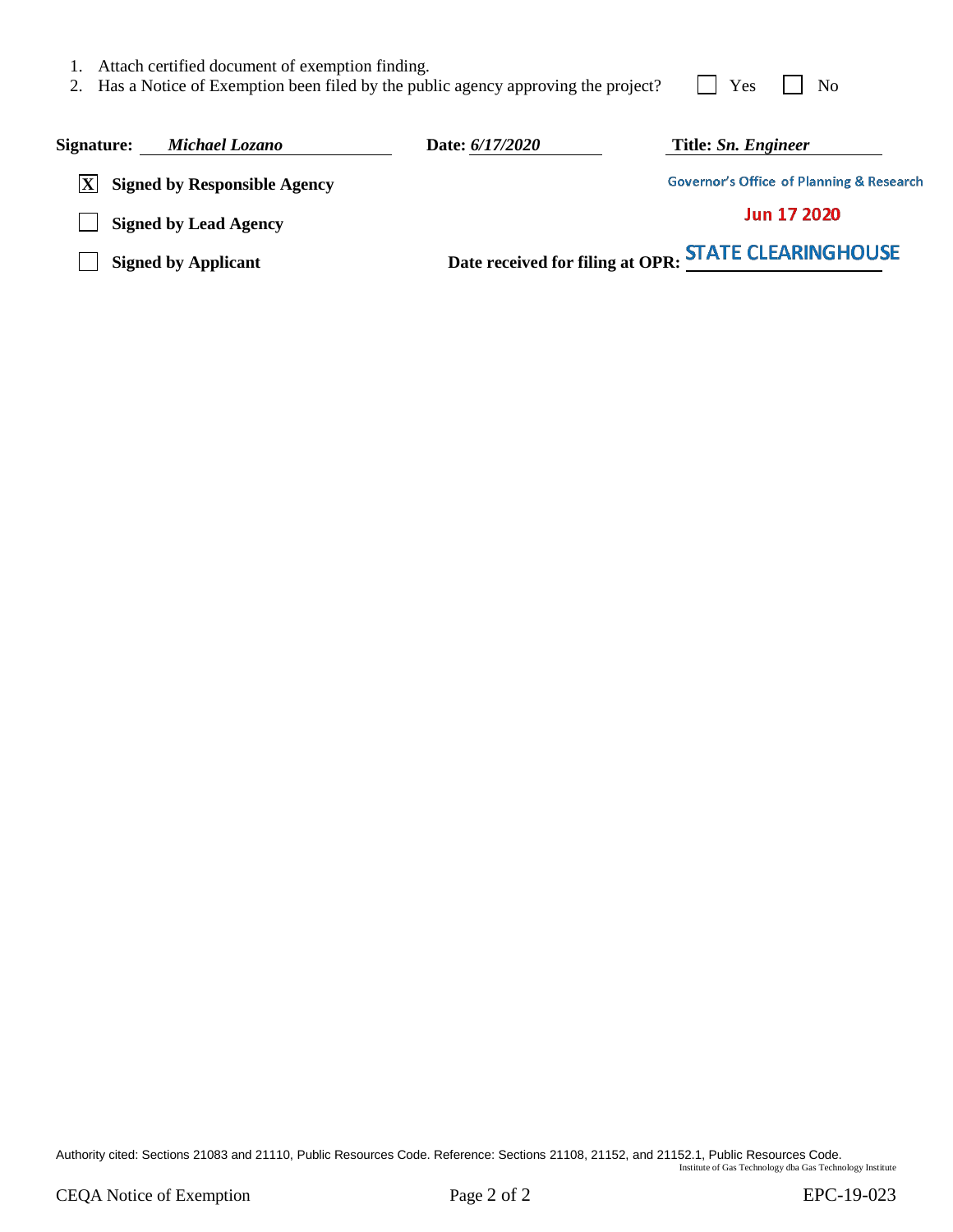1. Attach certified document of exemption finding.
2. Has a Notice of Exemption been filed by the public agency approving the project? ☐ Yes ☐ No

**Signature:** ***Michael Lozano*** **Date:** ***6/17/2020*** **Title:** ***Sn. Engineer***

☒ **Signed by Responsible Agency**

☐ **Signed by Lead Agency**

☐ **Signed by Applicant**

Governor's Office of Planning & Research

Jun 17 2020

**Date received for filing at OPR:** STATE CLEARINGHOUSE

Authority cited: Sections 21083 and 21110, Public Resources Code. Reference: Sections 21108, 21152, and 21152.1, Public Resources Code.

Institute of Gas Technology dba Gas Technology Institute

CEQA Notice of Exemption EPC-19-023